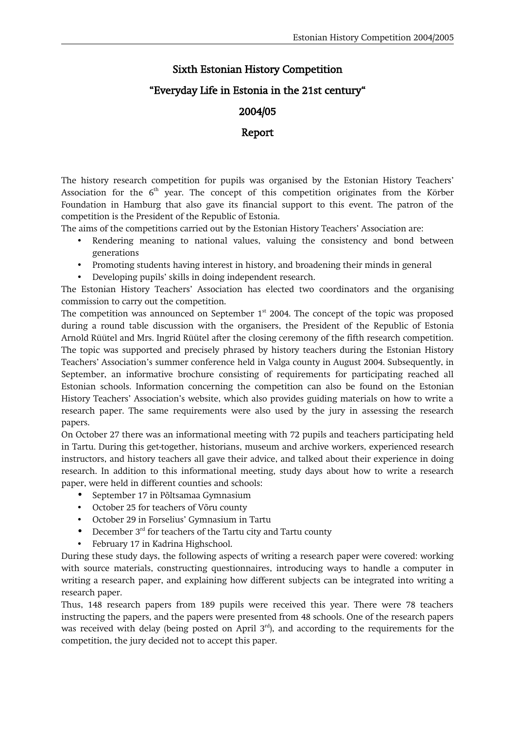# Sixth Estonian History Competition

## "Everyday Life in Estonia in the 21st century"

## 2004/05

## Report

The history research competition for pupils was organised by the Estonian History Teachers' Association for the 6th year. The concept of this competition originates from the Körber Foundation in Hamburg that also gave its financial support to this event. The patron of the competition is the President of the Republic of Estonia.

The aims of the competitions carried out by the Estonian History Teachers' Association are:

- Rendering meaning to national values, valuing the consistency and bond between generations
- Promoting students having interest in history, and broadening their minds in general
- Developing pupils' skills in doing independent research.

The Estonian History Teachers' Association has elected two coordinators and the organising commission to carry out the competition.

The competition was announced on September 1st 2004. The concept of the topic was proposed during a round table discussion with the organisers, the President of the Republic of Estonia Arnold Rüütel and Mrs. Ingrid Rüütel after the closing ceremony of the fifth research competition. The topic was supported and precisely phrased by history teachers during the Estonian History Teachers' Association's summer conference held in Valga county in August 2004. Subsequently, in September, an informative brochure consisting of requirements for participating reached all Estonian schools. Information concerning the competition can also be found on the Estonian History Teachers' Association's website, which also provides guiding materials on how to write a research paper. The same requirements were also used by the jury in assessing the research papers.

On October 27 there was an informational meeting with 72 pupils and teachers participating held in Tartu. During this get-together, historians, museum and archive workers, experienced research instructors, and history teachers all gave their advice, and talked about their experience in doing research. In addition to this informational meeting, study days about how to write a research paper, were held in different counties and schools:

- September 17 in Põltsamaa Gymnasium
- October 25 for teachers of Võru county
- October 29 in Forselius' Gymnasium in Tartu
- December 3rd for teachers of the Tartu city and Tartu county
- February 17 in Kadrina Highschool.

During these study days, the following aspects of writing a research paper were covered: working with source materials, constructing questionnaires, introducing ways to handle a computer in writing a research paper, and explaining how different subjects can be integrated into writing a research paper.

Thus, 148 research papers from 189 pupils were received this year. There were 78 teachers instructing the papers, and the papers were presented from 48 schools. One of the research papers was received with delay (being posted on April 3rd), and according to the requirements for the competition, the jury decided not to accept this paper.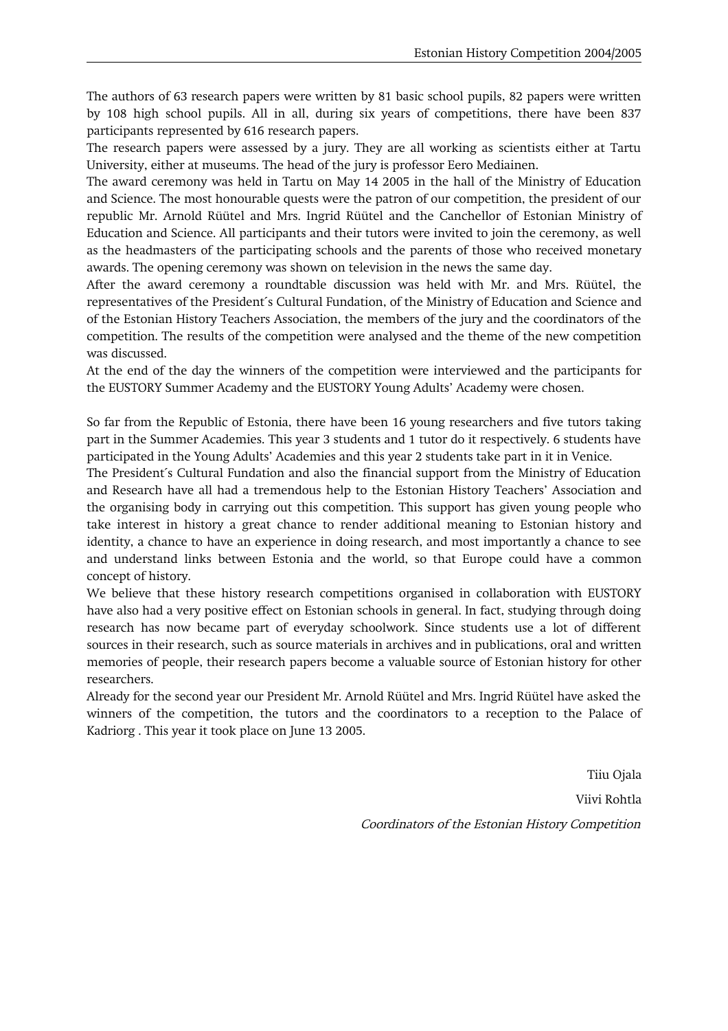The authors of 63 research papers were written by 81 basic school pupils, 82 papers were written by 108 high school pupils. All in all, during six years of competitions, there have been 837 participants represented by 616 research papers.

The research papers were assessed by a jury. They are all working as scientists either at Tartu University, either at museums. The head of the jury is professor Eero Mediainen.

The award ceremony was held in Tartu on May 14 2005 in the hall of the Ministry of Education and Science. The most honourable quests were the patron of our competition, the president of our republic Mr. Arnold Rüütel and Mrs. Ingrid Rüütel and the Canchellor of Estonian Ministry of Education and Science. All participants and their tutors were invited to join the ceremony, as well as the headmasters of the participating schools and the parents of those who received monetary awards. The opening ceremony was shown on television in the news the same day.

After the award ceremony a roundtable discussion was held with Mr. and Mrs. Rüütel, the representatives of the President´s Cultural Fundation, of the Ministry of Education and Science and of the Estonian History Teachers Association, the members of the jury and the coordinators of the competition. The results of the competition were analysed and the theme of the new competition was discussed.

At the end of the day the winners of the competition were interviewed and the participants for the EUSTORY Summer Academy and the EUSTORY Young Adults' Academy were chosen.

So far from the Republic of Estonia, there have been 16 young researchers and five tutors taking part in the Summer Academies. This year 3 students and 1 tutor do it respectively. 6 students have participated in the Young Adults' Academies and this year 2 students take part in it in Venice.

The President´s Cultural Fundation and also the financial support from the Ministry of Education and Research have all had a tremendous help to the Estonian History Teachers' Association and the organising body in carrying out this competition. This support has given young people who take interest in history a great chance to render additional meaning to Estonian history and identity, a chance to have an experience in doing research, and most importantly a chance to see and understand links between Estonia and the world, so that Europe could have a common concept of history.

We believe that these history research competitions organised in collaboration with EUSTORY have also had a very positive effect on Estonian schools in general. In fact, studying through doing research has now became part of everyday schoolwork. Since students use a lot of different sources in their research, such as source materials in archives and in publications, oral and written memories of people, their research papers become a valuable source of Estonian history for other researchers.

Already for the second year our President Mr. Arnold Rüütel and Mrs. Ingrid Rüütel have asked the winners of the competition, the tutors and the coordinators to a reception to the Palace of Kadriorg . This year it took place on June 13 2005.

Tiiu Ojala

Viivi Rohtla

*Coordinators of the Estonian History Competition*